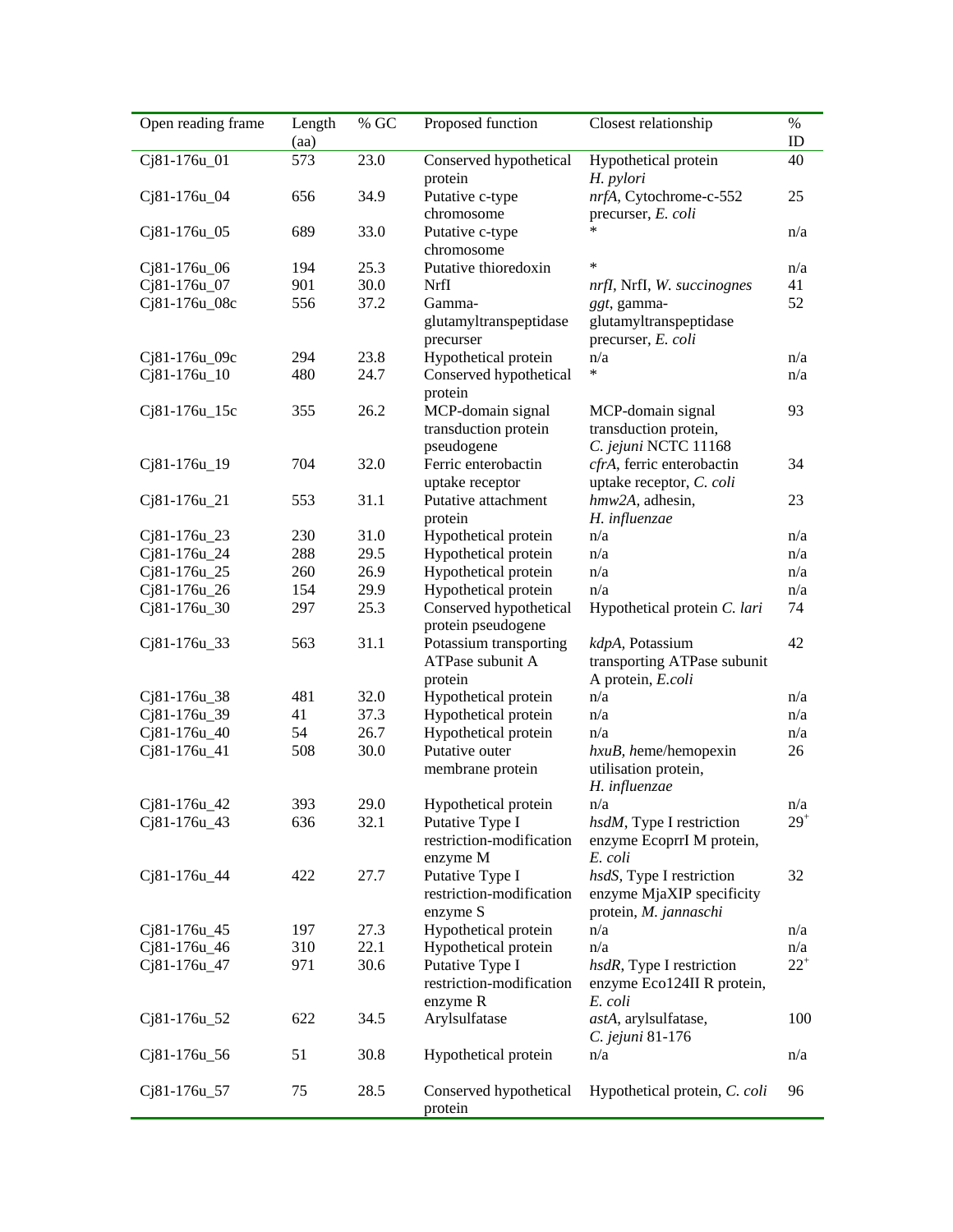| Open reading frame | Length (aa) | % GC | Proposed function | Closest relationship | % ID |
|---|---|---|---|---|---|
| Cj81-176u_01 | 573 | 23.0 | Conserved hypothetical protein | Hypothetical protein *H. pylori* | 40 |
| Cj81-176u_04 | 656 | 34.9 | Putative c-type chromosome | *nrfA*, Cytochrome-c-552 precurser, *E. coli* | 25 |
| Cj81-176u_05 | 689 | 33.0 | Putative c-type chromosome | * | n/a |
| Cj81-176u_06 | 194 | 25.3 | Putative thioredoxin | * | n/a |
| Cj81-176u_07 | 901 | 30.0 | NrfI | *nrfI*, NrfI, *W. succinognes* | 41 |
| Cj81-176u_08c | 556 | 37.2 | Gamma-glutamyltranspeptidase precurser | *ggt*, gamma-glutamyltranspeptidase precurser, *E. coli* | 52 |
| Cj81-176u_09c | 294 | 23.8 | Hypothetical protein | n/a | n/a |
| Cj81-176u_10 | 480 | 24.7 | Conserved hypothetical protein | * | n/a |
| Cj81-176u_15c | 355 | 26.2 | MCP-domain signal transduction protein pseudogene | MCP-domain signal transduction protein, *C. jejuni* NCTC 11168 | 93 |
| Cj81-176u_19 | 704 | 32.0 | Ferric enterobactin uptake receptor | *cfrA*, ferric enterobactin uptake receptor, *C. coli* | 34 |
| Cj81-176u_21 | 553 | 31.1 | Putative attachment protein | *hmw2A*, adhesin, *H. influenzae* | 23 |
| Cj81-176u_23 | 230 | 31.0 | Hypothetical protein | n/a | n/a |
| Cj81-176u_24 | 288 | 29.5 | Hypothetical protein | n/a | n/a |
| Cj81-176u_25 | 260 | 26.9 | Hypothetical protein | n/a | n/a |
| Cj81-176u_26 | 154 | 29.9 | Hypothetical protein | n/a | n/a |
| Cj81-176u_30 | 297 | 25.3 | Conserved hypothetical protein pseudogene | Hypothetical protein *C. lari* | 74 |
| Cj81-176u_33 | 563 | 31.1 | Potassium transporting ATPase subunit A protein | *kdpA*, Potassium transporting ATPase subunit A protein, *E.coli* | 42 |
| Cj81-176u_38 | 481 | 32.0 | Hypothetical protein | n/a | n/a |
| Cj81-176u_39 | 41 | 37.3 | Hypothetical protein | n/a | n/a |
| Cj81-176u_40 | 54 | 26.7 | Hypothetical protein | n/a | n/a |
| Cj81-176u_41 | 508 | 30.0 | Putative outer membrane protein | *hxuB, h*eme/hemopexin utilisation protein, *H. influenzae* | 26 |
| Cj81-176u_42 | 393 | 29.0 | Hypothetical protein | n/a | n/a |
| Cj81-176u_43 | 636 | 32.1 | Putative Type I restriction-modification enzyme M | *hsdM*, Type I restriction enzyme EcoprrI M protein, *E. coli* | 29[+] |
| Cj81-176u_44 | 422 | 27.7 | Putative Type I restriction-modification enzyme S | *hsdS*, Type I restriction enzyme MjaXIP specificity protein, *M. jannaschi* | 32 |
| Cj81-176u_45 | 197 | 27.3 | Hypothetical protein | n/a | n/a |
| Cj81-176u_46 | 310 | 22.1 | Hypothetical protein | n/a | n/a |
| Cj81-176u_47 | 971 | 30.6 | Putative Type I restriction-modification enzyme R | *hsdR*, Type I restriction enzyme Eco124II R protein, *E. coli* | 22[+] |
| Cj81-176u_52 | 622 | 34.5 | Arylsulfatase | *astA*, arylsulfatase, *C. jejuni* 81-176 | 100 |
| Cj81-176u_56 | 51 | 30.8 | Hypothetical protein | n/a | n/a |
| Cj81-176u_57 | 75 | 28.5 | Conserved hypothetical protein | Hypothetical protein, *C. coli* | 96 |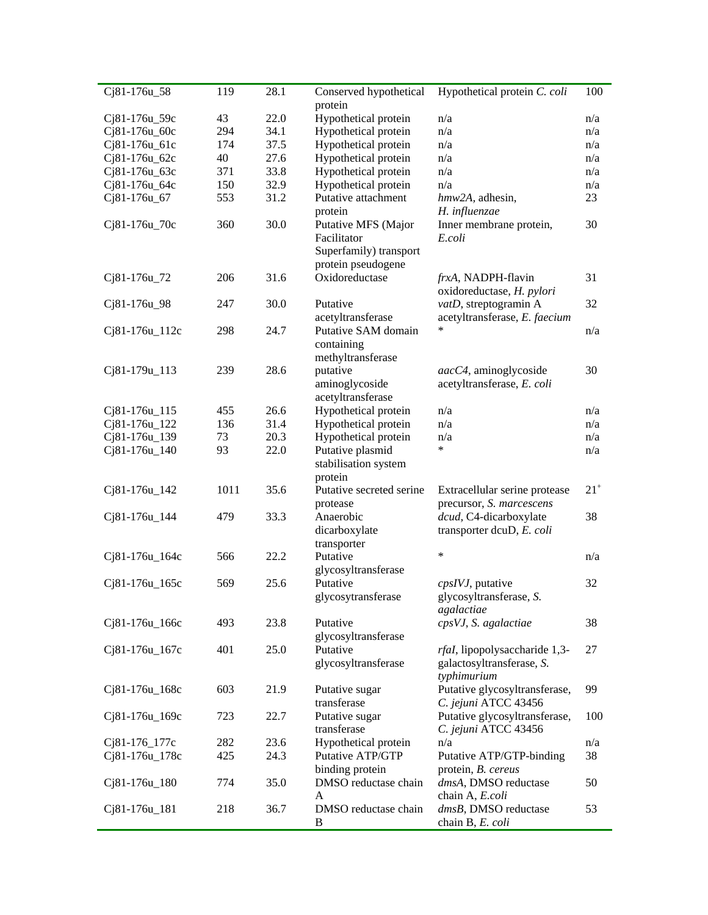| | | | | | |
|---|---|---|---|---|---|
| Cj81-176u_58 | 119 | 28.1 | Conserved hypothetical protein | Hypothetical protein *C. coli* | 100 |
| Cj81-176u_59c | 43 | 22.0 | Hypothetical protein | n/a | n/a |
| Cj81-176u_60c | 294 | 34.1 | Hypothetical protein | n/a | n/a |
| Cj81-176u_61c | 174 | 37.5 | Hypothetical protein | n/a | n/a |
| Cj81-176u_62c | 40 | 27.6 | Hypothetical protein | n/a | n/a |
| Cj81-176u_63c | 371 | 33.8 | Hypothetical protein | n/a | n/a |
| Cj81-176u_64c | 150 | 32.9 | Hypothetical protein | n/a | n/a |
| Cj81-176u_67 | 553 | 31.2 | Putative attachment protein | *hmw2A*, adhesin, *H. influenzae* | 23 |
| Cj81-176u_70c | 360 | 30.0 | Putative MFS (Major Facilitator Superfamily) transport protein pseudogene | Inner membrane protein, *E.coli* | 30 |
| Cj81-176u_72 | 206 | 31.6 | Oxidoreductase | *frxA*, NADPH-flavin oxidoreductase, *H. pylori* | 31 |
| Cj81-176u_98 | 247 | 30.0 | Putative acetyltransferase | *vatD*, streptogramin A acetyltransferase, *E. faecium* | 32 |
| Cj81-176u_112c | 298 | 24.7 | Putative SAM domain containing methyltransferase | * | n/a |
| Cj81-179u_113 | 239 | 28.6 | putative aminoglycoside acetyltransferase | *aacC4*, aminoglycoside acetyltransferase, *E. coli* | 30 |
| Cj81-176u_115 | 455 | 26.6 | Hypothetical protein | n/a | n/a |
| Cj81-176u_122 | 136 | 31.4 | Hypothetical protein | n/a | n/a |
| Cj81-176u_139 | 73 | 20.3 | Hypothetical protein | n/a | n/a |
| Cj81-176u_140 | 93 | 22.0 | Putative plasmid stabilisation system protein | * | n/a |
| Cj81-176u_142 | 1011 | 35.6 | Putative secreted serine protease | Extracellular serine protease precursor, *S. marcescens* | 21[+] |
| Cj81-176u_144 | 479 | 33.3 | Anaerobic dicarboxylate transporter | *dcud*, C4-dicarboxylate transporter dcuD, *E. coli* | 38 |
| Cj81-176u_164c | 566 | 22.2 | Putative glycosyltransferase | * | n/a |
| Cj81-176u_165c | 569 | 25.6 | Putative glycosytransferase | *cpsIVJ*, putative glycosyltransferase, *S. agalactiae* | 32 |
| Cj81-176u_166c | 493 | 23.8 | Putative glycosyltransferase | *cpsVJ*, *S. agalactiae* | 38 |
| Cj81-176u_167c | 401 | 25.0 | Putative glycosyltransferase | *rfaI*, lipopolysaccharide 1,3-galactosyltransferase, *S. typhimurium* | 27 |
| Cj81-176u_168c | 603 | 21.9 | Putative sugar transferase | Putative glycosyltransferase, *C. jejuni* ATCC 43456 | 99 |
| Cj81-176u_169c | 723 | 22.7 | Putative sugar transferase | Putative glycosyltransferase, *C. jejuni* ATCC 43456 | 100 |
| Cj81-176_177c | 282 | 23.6 | Hypothetical protein | n/a | n/a |
| Cj81-176u_178c | 425 | 24.3 | Putative ATP/GTP binding protein | Putative ATP/GTP-binding protein, *B. cereus* | 38 |
| Cj81-176u_180 | 774 | 35.0 | DMSO reductase chain A | *dmsA*, DMSO reductase chain A, *E.coli* | 50 |
| Cj81-176u_181 | 218 | 36.7 | DMSO reductase chain B | *dmsB*, DMSO reductase chain B, *E. coli* | 53 |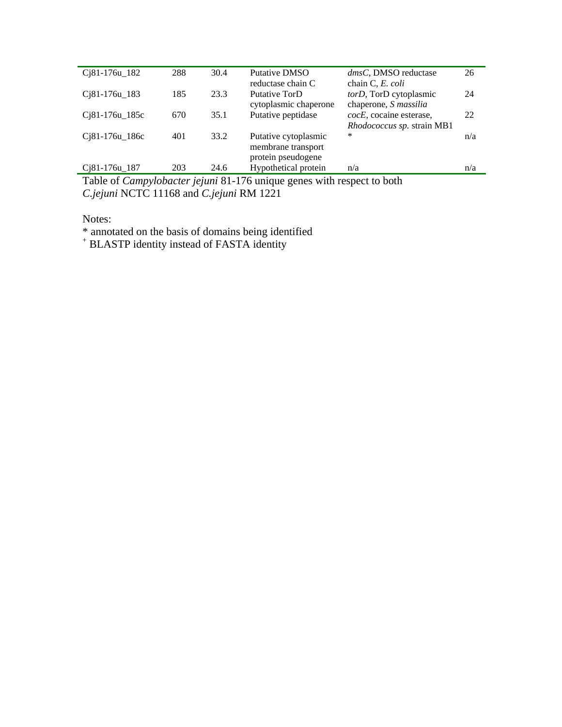| | | | | | |
|---|---|---|---|---|---|
| Cj81-176u_182 | 288 | 30.4 | Putative DMSO reductase chain C | *dmsC*, DMSO reductase chain C, *E. coli* | 26 |
| Cj81-176u_183 | 185 | 23.3 | Putative TorD cytoplasmic chaperone | *torD*, TorD cytoplasmic chaperone, *S massilia* | 24 |
| Cj81-176u_185c | 670 | 35.1 | Putative peptidase | *cocE*, cocaine esterase, *Rhodococcus sp.* strain MB1 | 22 |
| Cj81-176u_186c | 401 | 33.2 | Putative cytoplasmic membrane transport protein pseudogene | * | n/a |
| Cj81-176u_187 | 203 | 24.6 | Hypothetical protein | n/a | n/a |

Table of *Campylobacter jejuni* 81-176 unique genes with respect to both *C.jejuni* NCTC 11168 and *C.jejuni* RM 1221

Notes:

* annotated on the basis of domains being identified

+ BLASTP identity instead of FASTA identity